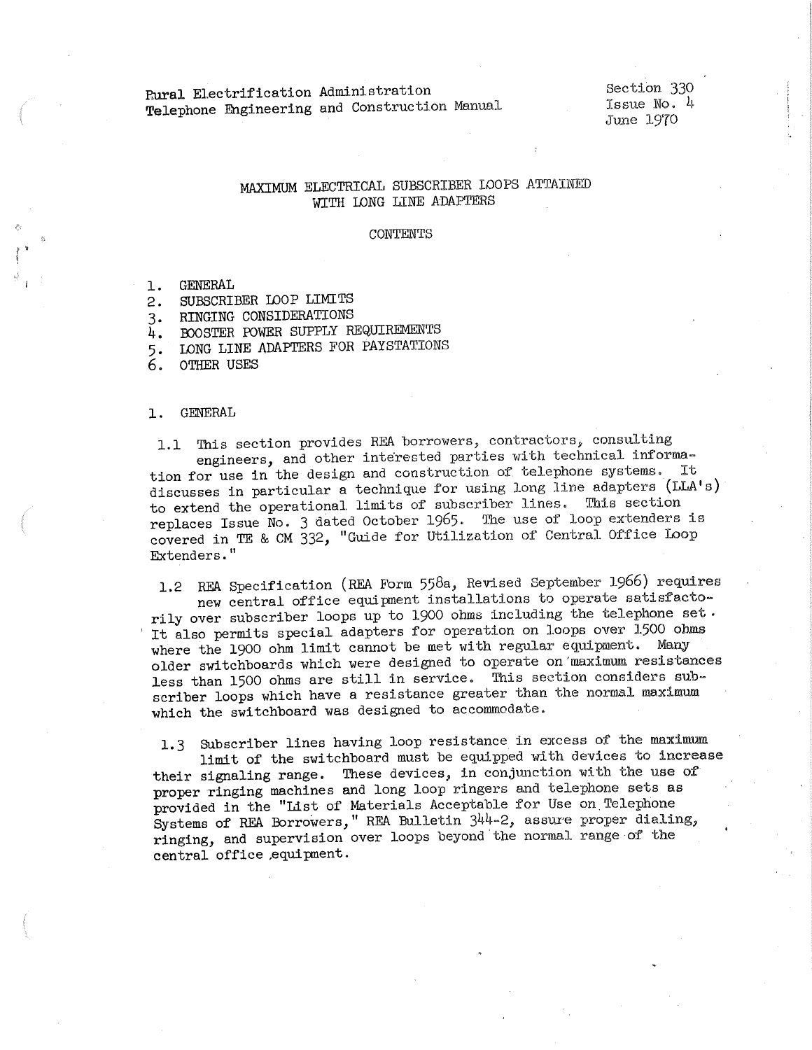Rural Electrification Administration
Telephone Engineering and Construction Manual

Section 330
Issue No. 4
June 1970

# MAXIMUM ELECTRICAL SUBSCRIBER LOOPS ATTAINED WITH LONG LINE ADAPTERS

CONTENTS

1. GENERAL
2. SUBSCRIBER LOOP LIMITS
3. RINGING CONSIDERATIONS
4. BOOSTER POWER SUPPLY REQUIREMENTS
5. LONG LINE ADAPTERS FOR PAYSTATIONS
6. OTHER USES

## 1. GENERAL

1.1 This section provides REA borrowers, contractors, consulting engineers, and other interested parties with technical information for use in the design and construction of telephone systems. It discusses in particular a technique for using long line adapters (LLA's) to extend the operational limits of subscriber lines. This section replaces Issue No. 3 dated October 1965. The use of loop extenders is covered in TE & CM 332, "Guide for Utilization of Central Office Loop Extenders."

1.2 REA Specification (REA Form 558a, Revised September 1966) requires new central office equipment installations to operate satisfactorily over subscriber loops up to 1900 ohms including the telephone set. It also permits special adapters for operation on loops over 1500 ohms where the 1900 ohm limit cannot be met with regular equipment. Many older switchboards which were designed to operate on maximum resistances less than 1500 ohms are still in service. This section considers subscriber loops which have a resistance greater than the normal maximum which the switchboard was designed to accommodate.

1.3 Subscriber lines having loop resistance in excess of the maximum limit of the switchboard must be equipped with devices to increase their signaling range. These devices, in conjunction with the use of proper ringing machines and long loop ringers and telephone sets as provided in the "List of Materials Acceptable for Use on Telephone Systems of REA Borrowers," REA Bulletin 344-2, assure proper dialing, ringing, and supervision over loops beyond the normal range of the central office equipment.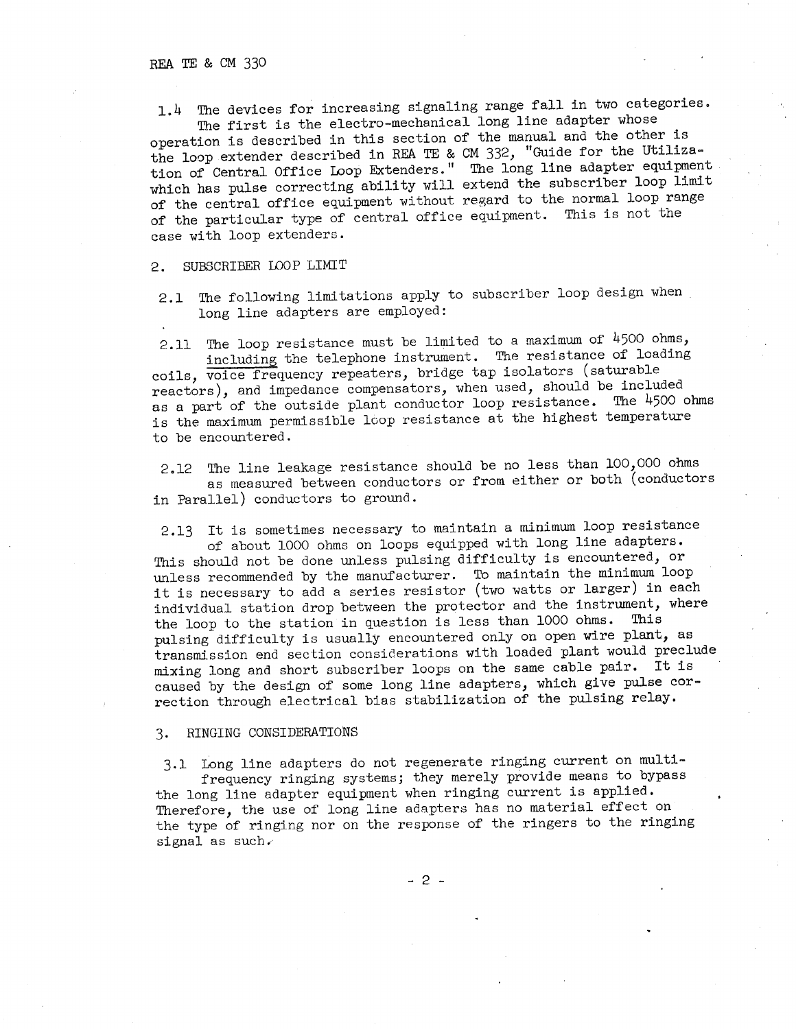1.4 The devices for increasing signaling range fall in two categories. The first is the electro-mechanical long line adapter whose operation is described in this section of the manual and the other is the loop extender described in REA TE & CM 332, "Guide for the Utilization of Central Office Loop Extenders." The long line adapter equipment which has pulse correcting ability will extend the subscriber loop limit of the central office equipment without regard to the normal loop range of the particular type of central office equipment. This is not the case with loop extenders.

## 2. SUBSCRIBER LOOP LIMIT

2.1 The following limitations apply to subscriber loop design when long line adapters are employed:

2.11 The loop resistance must be limited to a maximum of 4500 ohms, <u>including</u> the telephone instrument. The resistance of loading coils, voice frequency repeaters, bridge tap isolators (saturable reactors), and impedance compensators, when used, should be included as a part of the outside plant conductor loop resistance. The 4500 ohms is the maximum permissible loop resistance at the highest temperature to be encountered.

2.12 The line leakage resistance should be no less than 100,000 ohms as measured between conductors or from either or both (conductors in Parallel) conductors to ground.

2.13 It is sometimes necessary to maintain a minimum loop resistance of about 1000 ohms on loops equipped with long line adapters. This should not be done unless pulsing difficulty is encountered, or unless recommended by the manufacturer. To maintain the minimum loop it is necessary to add a series resistor (two watts or larger) in each individual station drop between the protector and the instrument, where the loop to the station in question is less than 1000 ohms. This pulsing difficulty is usually encountered only on open wire plant, as transmission end section considerations with loaded plant would preclude mixing long and short subscriber loops on the same cable pair. It is caused by the design of some long line adapters, which give pulse correction through electrical bias stabilization of the pulsing relay.

## 3. RINGING CONSIDERATIONS

3.1 Long line adapters do not regenerate ringing current on multi-frequency ringing systems; they merely provide means to bypass the long line adapter equipment when ringing current is applied. Therefore, the use of long line adapters has no material effect on the type of ringing nor on the response of the ringers to the ringing signal as such.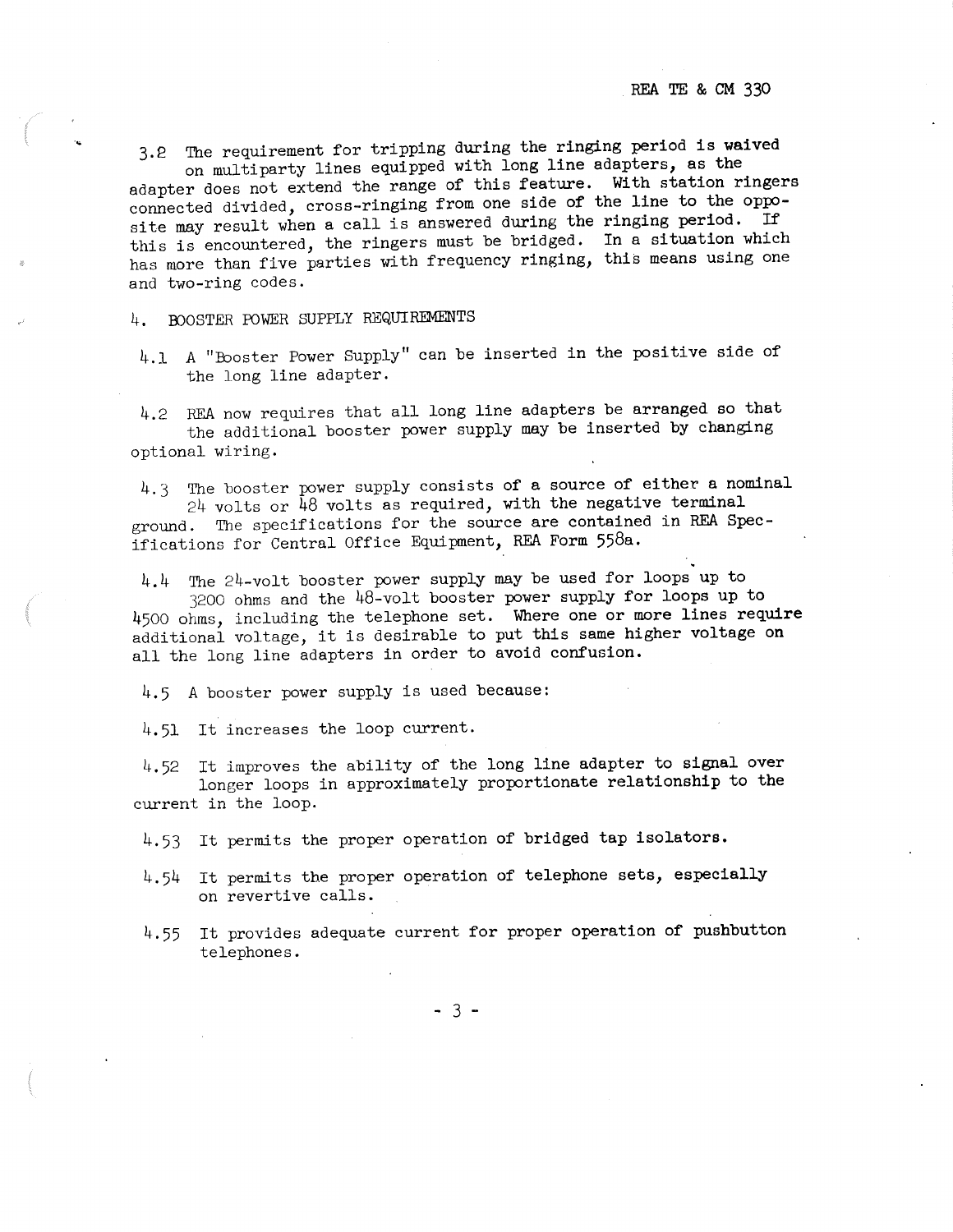3.2 The requirement for tripping during the ringing period is waived on multiparty lines equipped with long line adapters, as the adapter does not extend the range of this feature. With station ringers connected divided, cross-ringing from one side of the line to the opposite may result when a call is answered during the ringing period. If this is encountered, the ringers must be bridged. In a situation which has more than five parties with frequency ringing, this means using one and two-ring codes.

## 4. BOOSTER POWER SUPPLY REQUIREMENTS

4.1 A "Booster Power Supply" can be inserted in the positive side of the long line adapter.

4.2 REA now requires that all long line adapters be arranged so that the additional booster power supply may be inserted by changing optional wiring.

4.3 The booster power supply consists of a source of either a nominal 24 volts or 48 volts as required, with the negative terminal ground. The specifications for the source are contained in REA Specifications for Central Office Equipment, REA Form 558a.

4.4 The 24-volt booster power supply may be used for loops up to 3200 ohms and the 48-volt booster power supply for loops up to 4500 ohms, including the telephone set. Where one or more lines require additional voltage, it is desirable to put this same higher voltage on all the long line adapters in order to avoid confusion.

4.5 A booster power supply is used because:

4.51 It increases the loop current.

4.52 It improves the ability of the long line adapter to signal over longer loops in approximately proportionate relationship to the current in the loop.

4.53 It permits the proper operation of bridged tap isolators.

4.54 It permits the proper operation of telephone sets, especially on revertive calls.

4.55 It provides adequate current for proper operation of pushbutton telephones.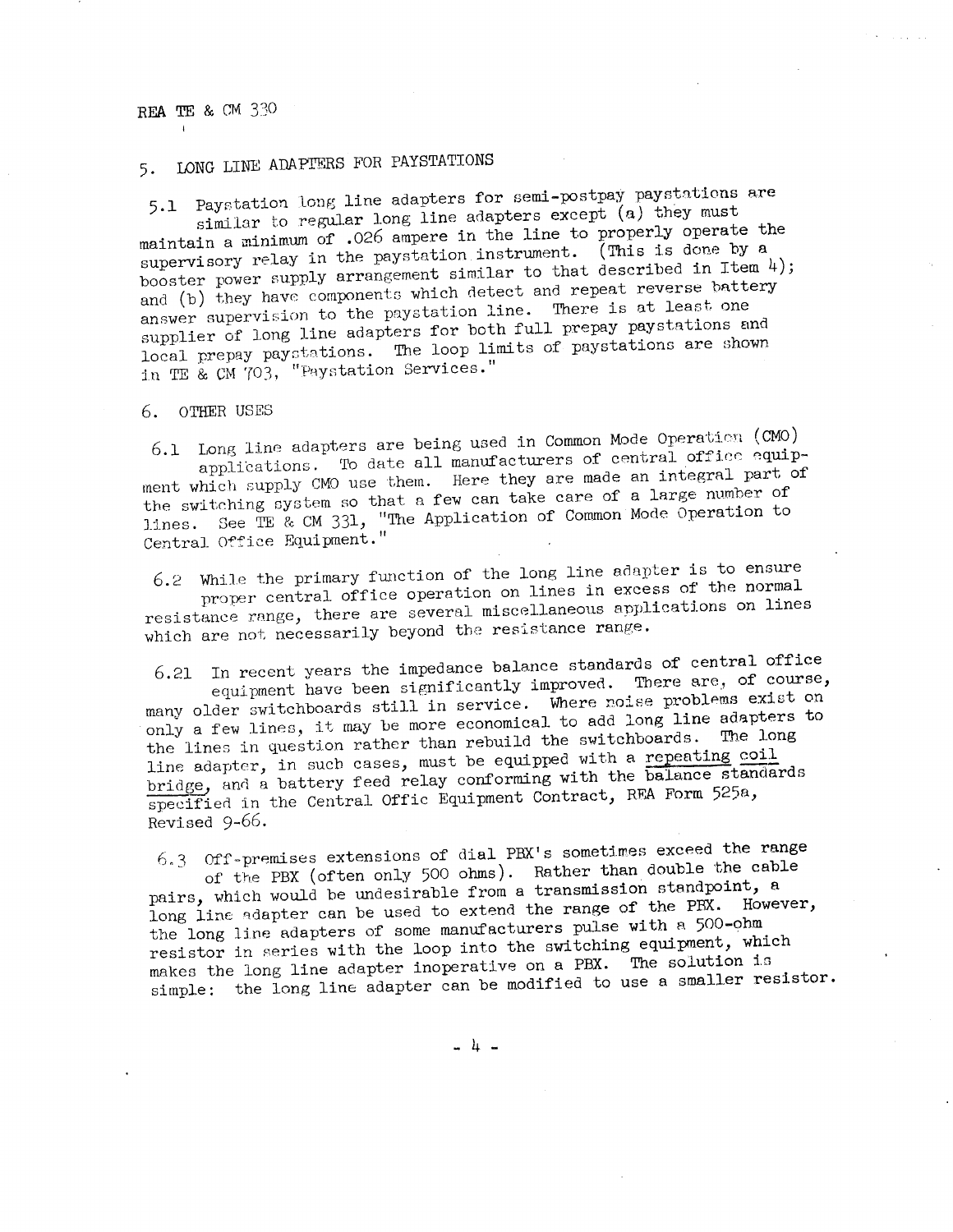## 5. LONG LINE ADAPTERS FOR PAYSTATIONS

5.1 Paystation long line adapters for semi-postpay paystations are similar to regular long line adapters except (a) they must maintain a minimum of .026 ampere in the line to properly operate the supervisory relay in the paystation instrument. (This is done by a booster power supply arrangement similar to that described in Item 4); and (b) they have components which detect and repeat reverse battery answer supervision to the paystation line. There is at least one supplier of long line adapters for both full prepay paystations and local prepay paystations. The loop limits of paystations are shown in TE & CM 703, "Paystation Services."

## 6. OTHER USES

6.1 Long line adapters are being used in Common Mode Operation (CMO) applications. To date all manufacturers of central office equipment which supply CMO use them. Here they are made an integral part of the switching system so that a few can take care of a large number of lines. See TE & CM 331, "The Application of Common Mode Operation to Central Office Equipment."

6.2 While the primary function of the long line adapter is to ensure proper central office operation on lines in excess of the normal resistance range, there are several miscellaneous applications on lines which are not necessarily beyond the resistance range.

6.21 In recent years the impedance balance standards of central office equipment have been significantly improved. There are, of course, many older switchboards still in service. Where noise problems exist on only a few lines, it may be more economical to add long line adapters to the lines in question rather than rebuild the switchboards. The long line adapter, in such cases, must be equipped with a <u>repeating coil bridge</u>, and a battery feed relay conforming with the balance standards specified in the Central Offic Equipment Contract, REA Form 525a, Revised 9-66.

6.3 Off-premises extensions of dial PBX's sometimes exceed the range of the PBX (often only 500 ohms). Rather than double the cable pairs, which would be undesirable from a transmission standpoint, a long line adapter can be used to extend the range of the PBX. However, the long line adapters of some manufacturers pulse with a 500-ohm resistor in series with the loop into the switching equipment, which makes the long line adapter inoperative on a PBX. The solution is simple: the long line adapter can be modified to use a smaller resistor.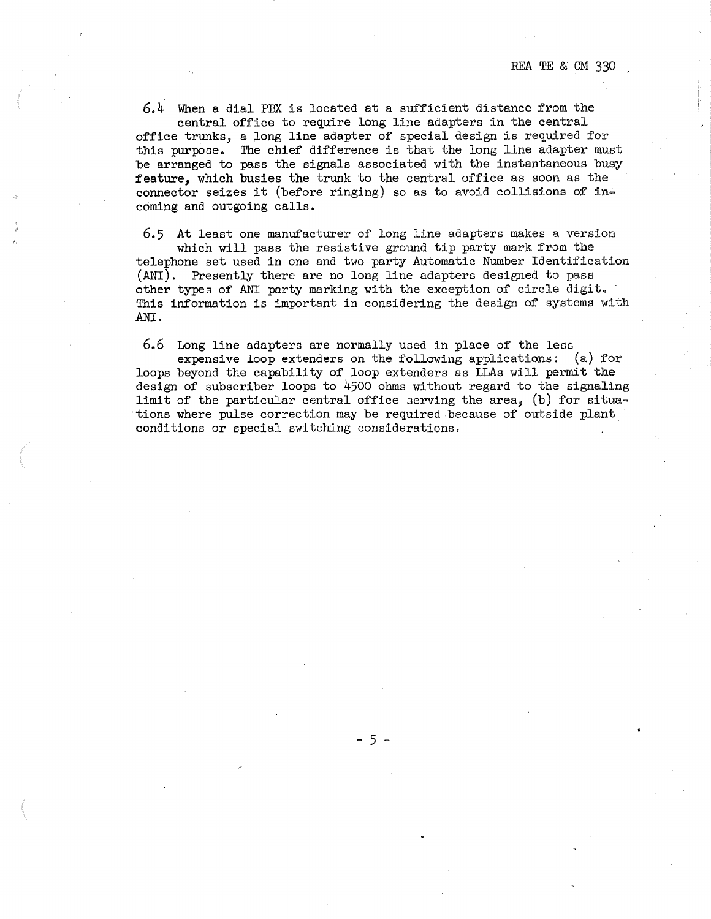6.4 When a dial PBX is located at a sufficient distance from the central office to require long line adapters in the central office trunks, a long line adapter of special design is required for this purpose. The chief difference is that the long line adapter must be arranged to pass the signals associated with the instantaneous busy feature, which busies the trunk to the central office as soon as the connector seizes it (before ringing) so as to avoid collisions of incoming and outgoing calls.

6.5 At least one manufacturer of long line adapters makes a version which will pass the resistive ground tip party mark from the telephone set used in one and two party Automatic Number Identification (ANI). Presently there are no long line adapters designed to pass other types of ANI party marking with the exception of circle digit. This information is important in considering the design of systems with ANI.

6.6 Long line adapters are normally used in place of the less expensive loop extenders on the following applications: (a) for loops beyond the capability of loop extenders as LLAs will permit the design of subscriber loops to 4500 ohms without regard to the signaling limit of the particular central office serving the area, (b) for situations where pulse correction may be required because of outside plant conditions or special switching considerations.